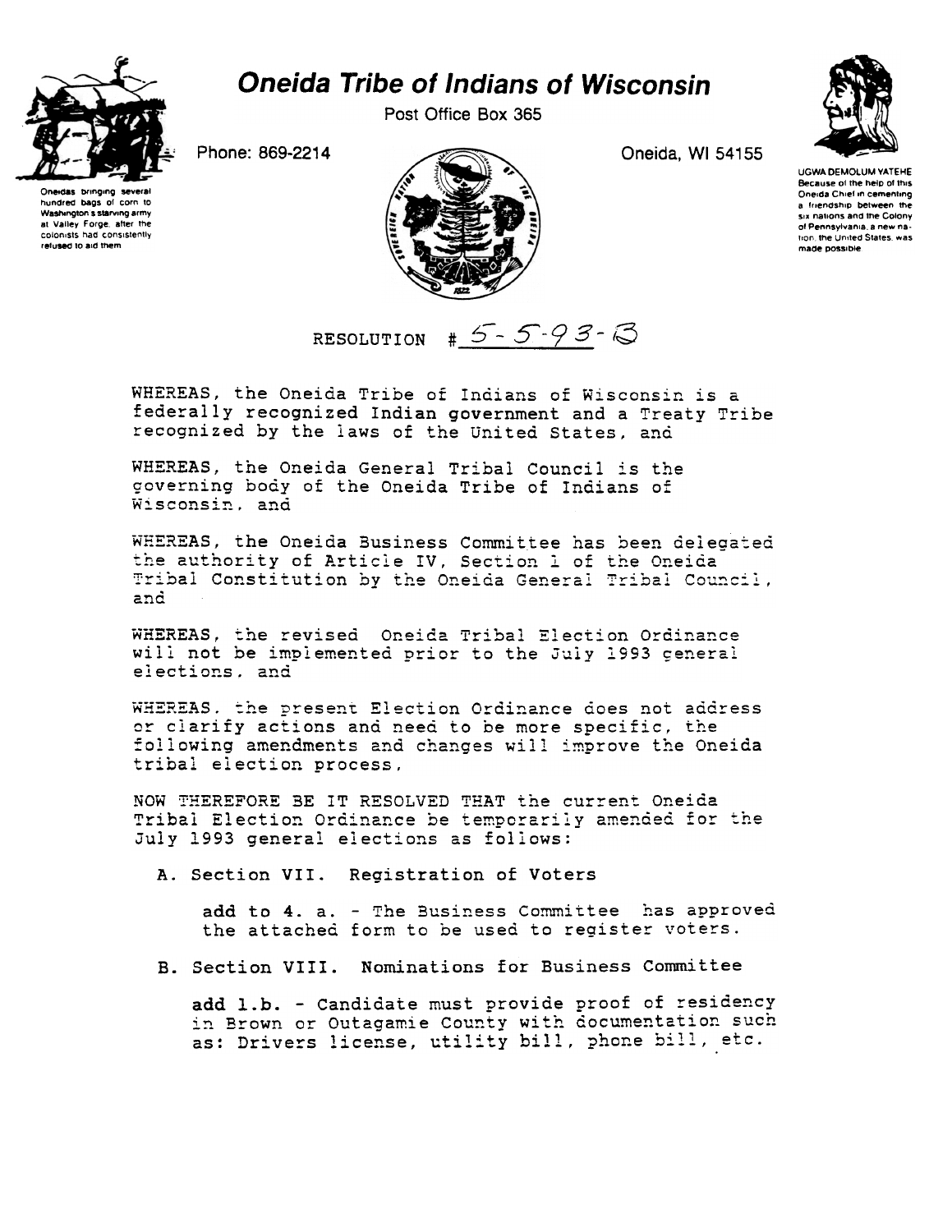# Oneida Tribe of Indians of Wisconsin

Post Office Box 365

Phone: 869-2214

Oneida, WI 54155

Oneidas bringing several hundred bags of corn to Washington's starving army at Valley Forge, after the colonists had consistently refused to aid them

UGWA DEMOLUM YATEHE
Because of the help of this Oneida Chief in cementing a friendship between the six nations and the Colony of Pennsylvania, a new nation, the United States, was made possible

RESOLUTION #5-5-93-B

WHEREAS, the Oneida Tribe of Indians of Wisconsin is a federally recognized Indian government and a Treaty Tribe recognized by the laws of the United States, and

WHEREAS, the Oneida General Tribal Council is the governing body of the Oneida Tribe of Indians of Wisconsin, and

WHEREAS, the Oneida Business Committee has been delegated the authority of Article IV, Section 1 of the Oneida Tribal Constitution by the Oneida General Tribal Council, and

WHEREAS, the revised Oneida Tribal Election Ordinance will not be implemented prior to the July 1993 general elections, and

WHEREAS, the present Election Ordinance does not address or clarify actions and need to be more specific, the following amendments and changes will improve the Oneida tribal election process,

NOW THEREFORE BE IT RESOLVED THAT the current Oneida Tribal Election Ordinance be temporarily amended for the July 1993 general elections as follows:

A. Section VII. Registration of Voters

add to 4. a. - The Business Committee has approved the attached form to be used to register voters.

B. Section VIII. Nominations for Business Committee

add 1.b. - Candidate must provide proof of residency in Brown or Outagamie County with documentation such as: Drivers license, utility bill, phone bill, etc.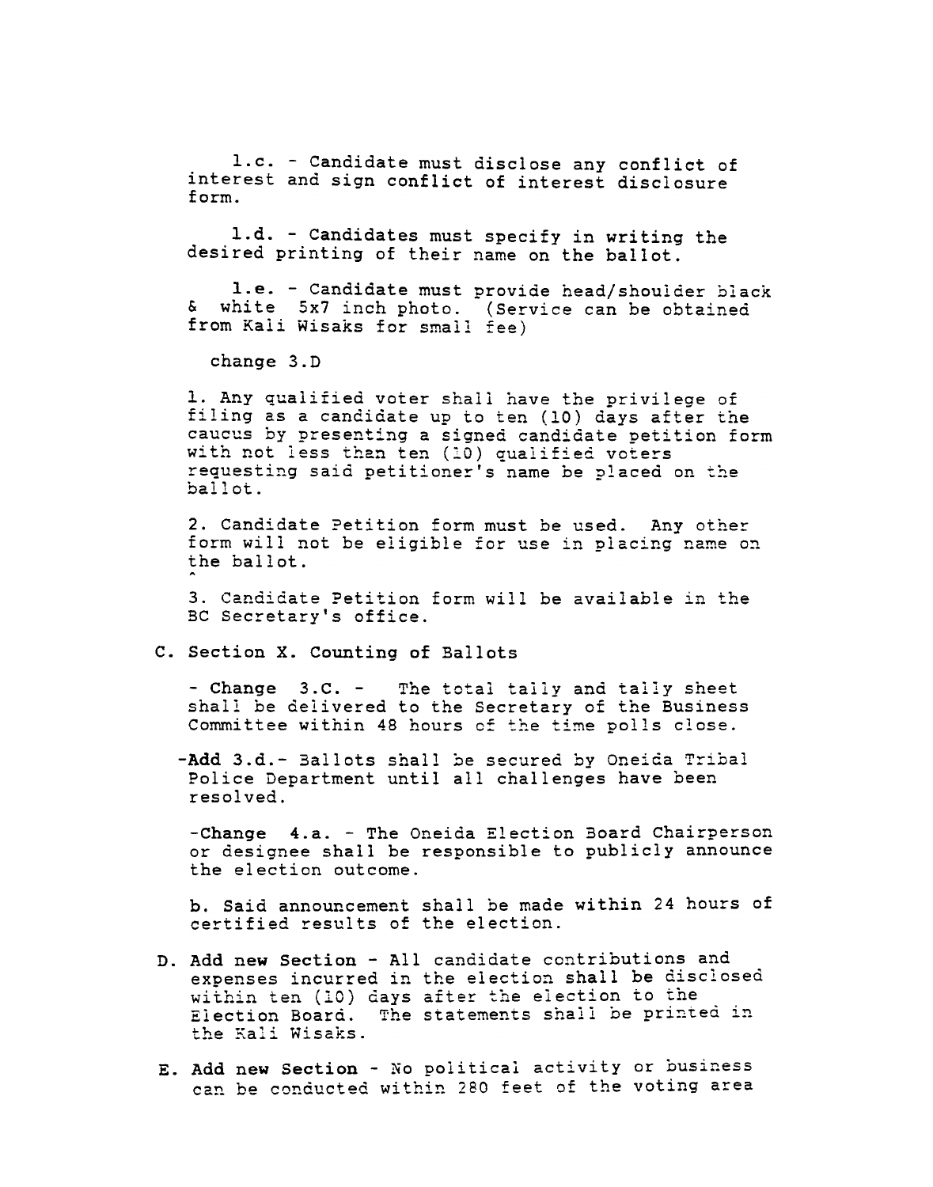**1.c.** - Candidate must disclose any conflict of interest and sign conflict of interest disclosure form.

**1.d.** - Candidates must specify in writing the desired printing of their name on the ballot.

**1.e.** - Candidate must provide head/shoulder black & white 5x7 inch photo. (Service can be obtained from Kali Wisaks for small fee)

change 3.D

1. Any qualified voter shall have the privilege of filing as a candidate up to ten (10) days after the caucus by presenting a signed candidate petition form with not less than ten (10) qualified voters requesting said petitioner's name be placed on the ballot.

2. Candidate Petition form must be used. Any other form will not be eligible for use in placing name on the ballot.

3. Candidate Petition form will be available in the BC Secretary's office.

C. **Section X. Counting of Ballots**

- **Change 3.C.** - The total tally and tally sheet shall be delivered to the Secretary of the Business Committee within 48 hours of the time polls close.

- **Add 3.d.**- Ballots shall be secured by Oneida Tribal Police Department until all challenges have been resolved.

- **Change 4.a.** - The Oneida Election Board Chairperson or designee shall be responsible to publicly announce the election outcome.

b. Said announcement shall be made within 24 hours of certified results of the election.

D. **Add new Section** - All candidate contributions and expenses incurred in the election shall be disclosed within ten (10) days after the election to the Election Board. The statements shall be printed in the Kali Wisaks.

E. **Add new Section** - No political activity or business can be conducted within 280 feet of the voting area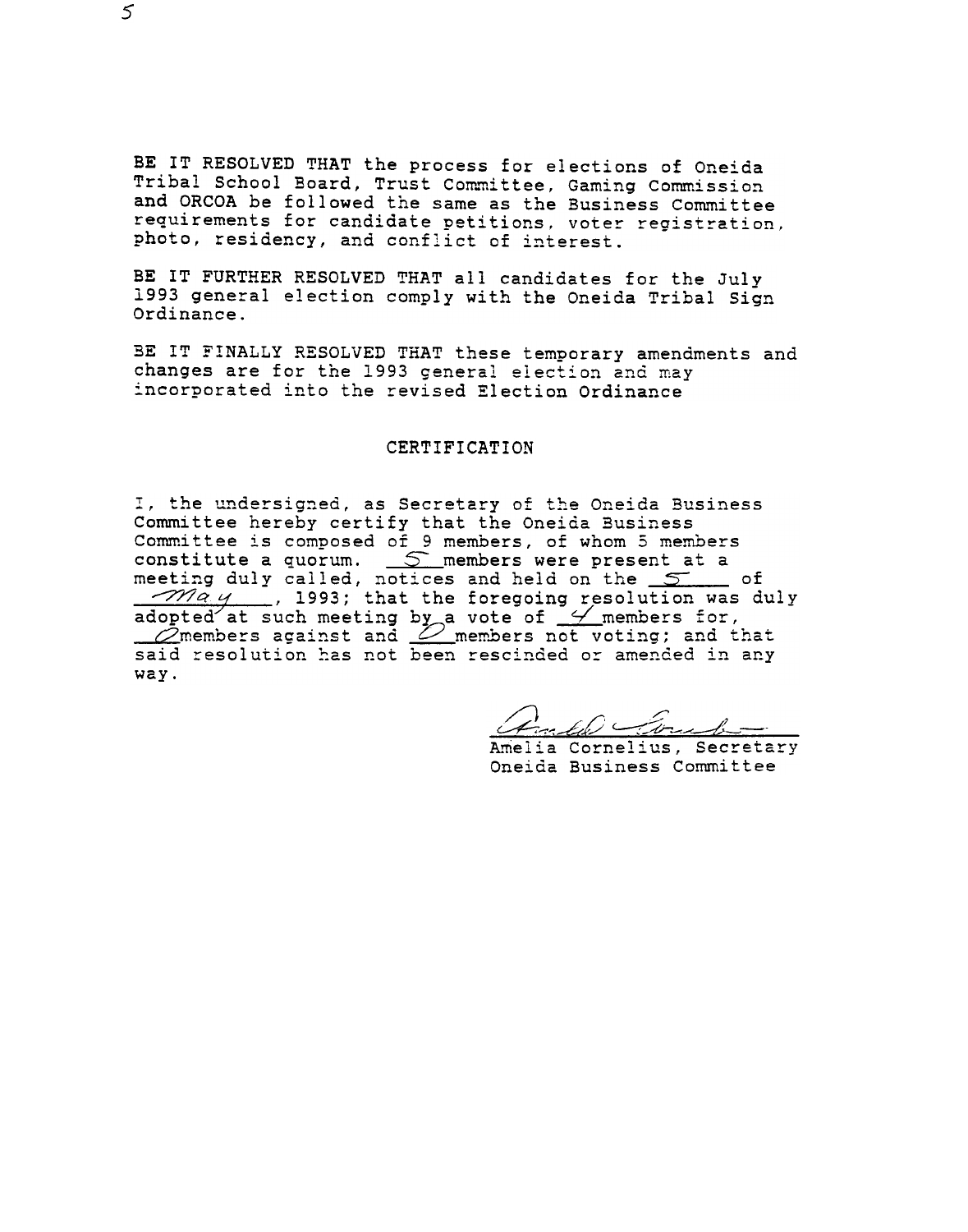BE IT RESOLVED THAT the process for elections of Oneida Tribal School Board, Trust Committee, Gaming Commission and ORCOA be followed the same as the Business Committee requirements for candidate petitions, voter registration, photo, residency, and conflict of interest.

BE IT FURTHER RESOLVED THAT all candidates for the July 1993 general election comply with the Oneida Tribal Sign Ordinance.

BE IT FINALLY RESOLVED THAT these temporary amendments and changes are for the 1993 general election and may incorporated into the revised Election Ordinance

## CERTIFICATION

I, the undersigned, as Secretary of the Oneida Business Committee hereby certify that the Oneida Business Committee is composed of 9 members, of whom 5 members constitute a quorum. 5 members were present at a meeting duly called, notices and held on the 5 of May, 1993; that the foregoing resolution was duly adopted at such meeting by a vote of 4 members for, 0 members against and 0 members not voting; and that said resolution has not been rescinded or amended in any way.

Amelia Cornelius, Secretary
Oneida Business Committee